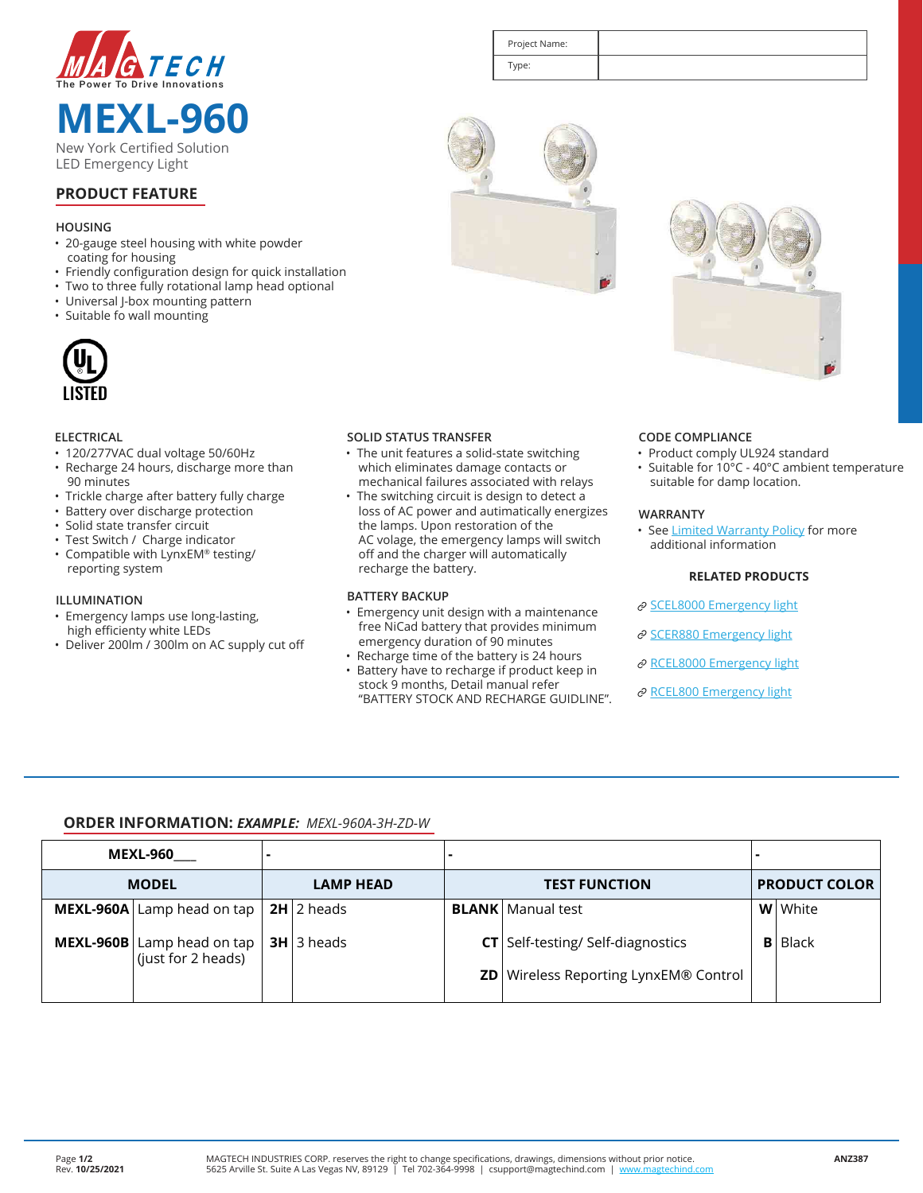MAGTECH
The Power To Drive Innovations

| Project Name: | |
|---|---|
| Type: | |

# MEXL-960

New York Certified Solution
LED Emergency Light

## PRODUCT FEATURE

### HOUSING

- 20-gauge steel housing with white powder coating for housing
- Friendly configuration design for quick installation
- Two to three fully rotational lamp head optional
- Universal J-box mounting pattern
- Suitable fo wall mounting

UL LISTED

### ELECTRICAL

- 120/277VAC dual voltage 50/60Hz
- Recharge 24 hours, discharge more than 90 minutes
- Trickle charge after battery fully charge
- Battery over discharge protection
- Solid state transfer circuit
- Test Switch / Charge indicator
- Compatible with LynxEM® testing/ reporting system

### ILLUMINATION

- Emergency lamps use long-lasting, high efficiency white LEDs
- Deliver 200lm / 300lm on AC supply cut off

### SOLID STATUS TRANSFER

- The unit features a solid-state switching which eliminates damage contacts or mechanical failures associated with relays
- The switching circuit is design to detect a loss of AC power and autimatically energizes the lamps. Upon restoration of the AC volage, the emergency lamps will switch off and the charger will automatically recharge the battery.

### BATTERY BACKUP

- Emergency unit design with a maintenance free NiCad battery that provides minimum emergency duration of 90 minutes
- Recharge time of the battery is 24 hours
- Battery have to recharge if product keep in stock 9 months, Detail manual refer "BATTERY STOCK AND RECHARGE GUIDLINE".

### CODE COMPLIANCE

- Product comply UL924 standard
- Suitable for 10°C - 40°C ambient temperature suitable for damp location.

### WARRANTY

- See Limited Warranty Policy for more additional information

### RELATED PRODUCTS

- SCEL8000 Emergency light
- SCER880 Emergency light
- RCEL8000 Emergency light
- RCEL800 Emergency light

## ORDER INFORMATION: *EXAMPLE: MEXL-960A-3H-ZD-W*

| MEXL-960___ | | - | | - | | - | |
|---|---|---|---|---|---|---|---|
| **MODEL** | | **LAMP HEAD** | | **TEST FUNCTION** | | **PRODUCT COLOR** | |
| **MEXL-960A** | Lamp head on tap | **2H** | 2 heads | **BLANK** | Manual test | **W** | White |
| **MEXL-960B** | Lamp head on tap (just for 2 heads) | **3H** | 3 heads | **CT** | Self-testing/ Self-diagnostics | **B** | Black |
| | | | | **ZD** | Wireless Reporting LynxEM® Control | | |

Rev. **10/25/2021**

MAGTECH INDUSTRIES CORP. reserves the right to change specifications, drawings, dimensions without prior notice.
5625 Arville St. Suite A Las Vegas NV, 89129 | Tel 702-364-9998 | csupport@magtechind.com | www.magtechind.com

**ANZ387**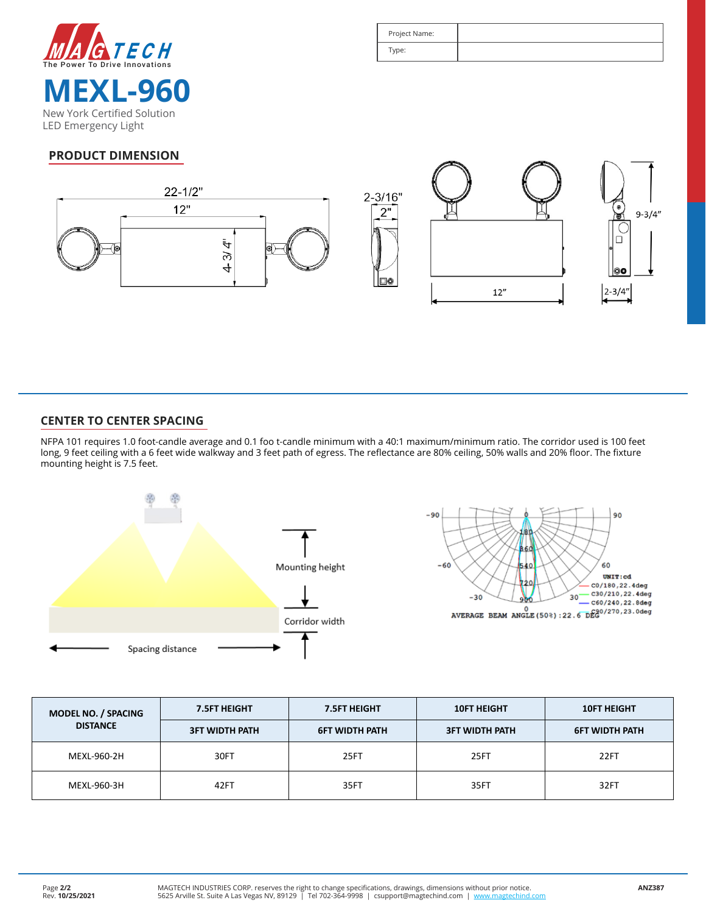MAGTECH
The Power To Drive Innovations

| Project Name: | |
|---|---|
| Type: | |

# MEXL-960

New York Certified Solution
LED Emergency Light

## PRODUCT DIMENSION

22-1/2"
12"
4-3/ 4"
2-3/16"
2"
9-3/4"
12"
2-3/4"

## CENTER TO CENTER SPACING

NFPA 101 requires 1.0 foot-candle average and 0.1 foo t-candle minimum with a 40:1 maximum/minimum ratio. The corridor used is 100 feet long, 9 feet ceiling with a 6 feet wide walkway and 3 feet path of egress. The reflectance are 80% ceiling, 50% walls and 20% floor. The fixture mounting height is 7.5 feet.

Mounting height
Corridor width
Spacing distance

-90
90
-60
60
-30
30
0
180
360
540
720
900
UNIT:cd
C0/180,22.4deg
C30/210,22.4deg
C60/240,22.8deg
C90/270,23.0deg
AVERAGE BEAM ANGLE(50%):22.6 DEG

| MODEL NO. / SPACING DISTANCE | 7.5FT HEIGHT | 7.5FT HEIGHT | 10FT HEIGHT | 10FT HEIGHT |
|---|---|---|---|---|
| | 3FT WIDTH PATH | 6FT WIDTH PATH | 3FT WIDTH PATH | 6FT WIDTH PATH |
| MEXL-960-2H | 30FT | 25FT | 25FT | 22FT |
| MEXL-960-3H | 42FT | 35FT | 35FT | 32FT |

Rev. 10/25/2021

MAGTECH INDUSTRIES CORP. reserves the right to change specifications, drawings, dimensions without prior notice.
5625 Arville St. Suite A Las Vegas NV, 89129 | Tel 702-364-9998 | csupport@magtechind.com | www.magtechind.com

ANZ387